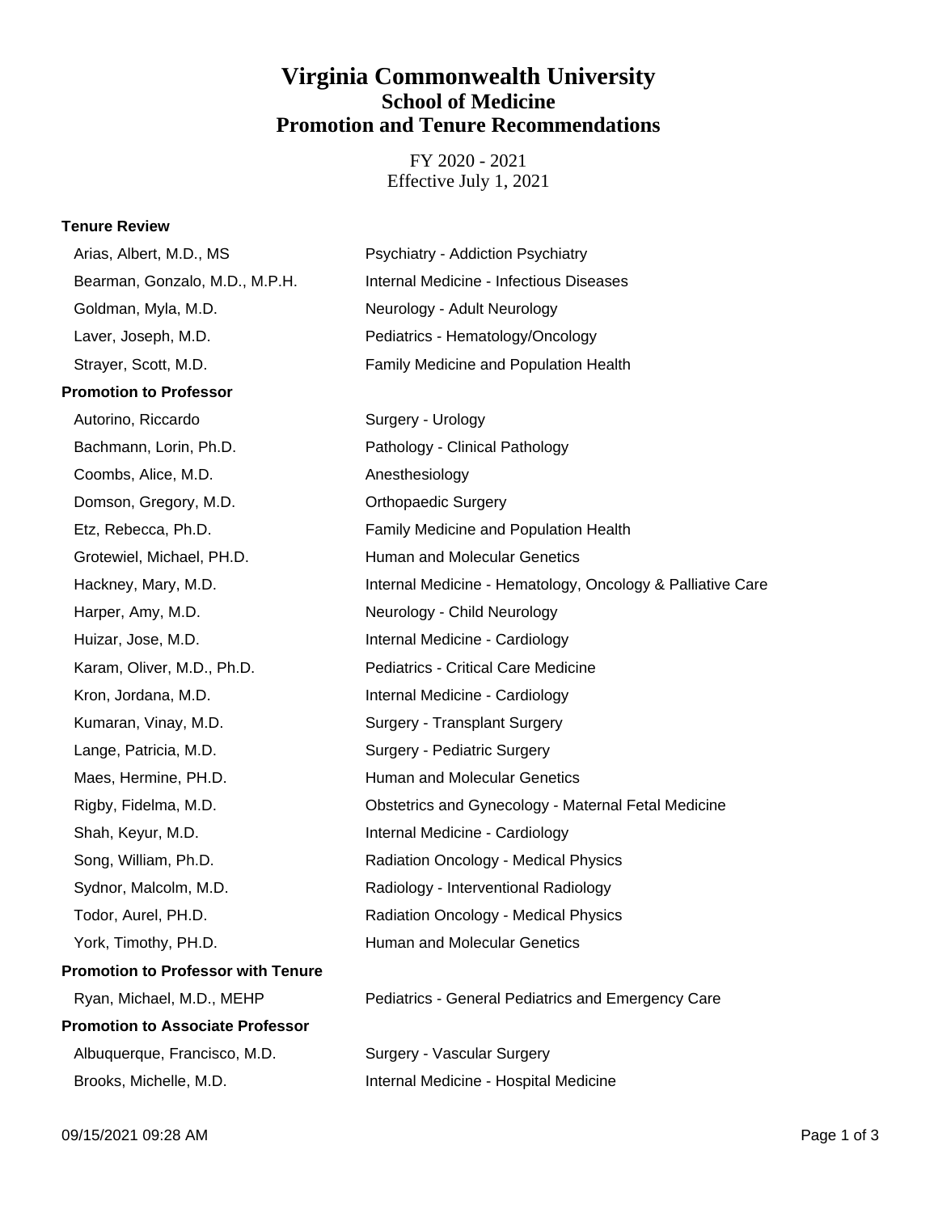# Virginia Commonwealth University
## School of Medicine
## Promotion and Tenure Recommendations

FY 2020 - 2021
Effective July 1, 2021

### Tenure Review

| Name | Department |
|---|---|
| Arias, Albert, M.D., MS | Psychiatry - Addiction Psychiatry |
| Bearman, Gonzalo, M.D., M.P.H. | Internal Medicine - Infectious Diseases |
| Goldman, Myla, M.D. | Neurology - Adult Neurology |
| Laver, Joseph, M.D. | Pediatrics - Hematology/Oncology |
| Strayer, Scott, M.D. | Family Medicine and Population Health |

### Promotion to Professor

| Name | Department |
|---|---|
| Autorino, Riccardo | Surgery - Urology |
| Bachmann, Lorin, Ph.D. | Pathology - Clinical Pathology |
| Coombs, Alice, M.D. | Anesthesiology |
| Domson, Gregory, M.D. | Orthopaedic Surgery |
| Etz, Rebecca, Ph.D. | Family Medicine and Population Health |
| Grotewiel, Michael, PH.D. | Human and Molecular Genetics |
| Hackney, Mary, M.D. | Internal Medicine - Hematology, Oncology & Palliative Care |
| Harper, Amy, M.D. | Neurology - Child Neurology |
| Huizar, Jose, M.D. | Internal Medicine - Cardiology |
| Karam, Oliver, M.D., Ph.D. | Pediatrics - Critical Care Medicine |
| Kron, Jordana, M.D. | Internal Medicine - Cardiology |
| Kumaran, Vinay, M.D. | Surgery - Transplant Surgery |
| Lange, Patricia, M.D. | Surgery - Pediatric Surgery |
| Maes, Hermine, PH.D. | Human and Molecular Genetics |
| Rigby, Fidelma, M.D. | Obstetrics and Gynecology - Maternal Fetal Medicine |
| Shah, Keyur, M.D. | Internal Medicine - Cardiology |
| Song, William, Ph.D. | Radiation Oncology - Medical Physics |
| Sydnor, Malcolm, M.D. | Radiology - Interventional Radiology |
| Todor, Aurel, PH.D. | Radiation Oncology - Medical Physics |
| York, Timothy, PH.D. | Human and Molecular Genetics |

### Promotion to Professor with Tenure

| Name | Department |
|---|---|
| Ryan, Michael, M.D., MEHP | Pediatrics - General Pediatrics and Emergency Care |

### Promotion to Associate Professor

| Name | Department |
|---|---|
| Albuquerque, Francisco, M.D. | Surgery - Vascular Surgery |
| Brooks, Michelle, M.D. | Internal Medicine - Hospital Medicine |

09/15/2021 09:28 AM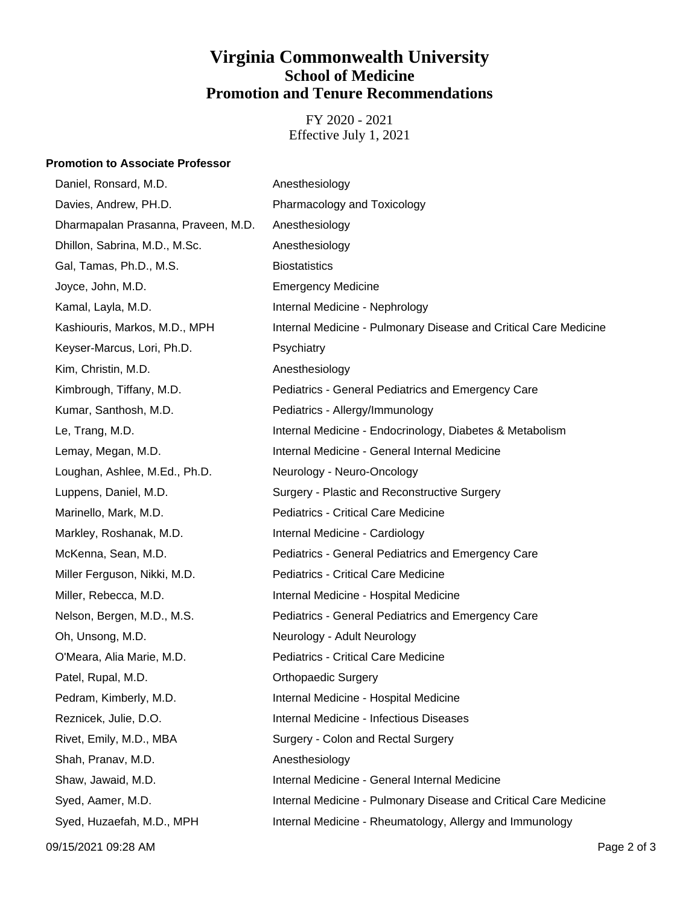# Virginia Commonwealth University
## School of Medicine
## Promotion and Tenure Recommendations

FY 2020 - 2021
Effective July 1, 2021

**Promotion to Associate Professor**

| Name | Department |
|---|---|
| Daniel, Ronsard, M.D. | Anesthesiology |
| Davies, Andrew, PH.D. | Pharmacology and Toxicology |
| Dharmapalan Prasanna, Praveen, M.D. | Anesthesiology |
| Dhillon, Sabrina, M.D., M.Sc. | Anesthesiology |
| Gal, Tamas, Ph.D., M.S. | Biostatistics |
| Joyce, John, M.D. | Emergency Medicine |
| Kamal, Layla, M.D. | Internal Medicine - Nephrology |
| Kashiouris, Markos, M.D., MPH | Internal Medicine - Pulmonary Disease and Critical Care Medicine |
| Keyser-Marcus, Lori, Ph.D. | Psychiatry |
| Kim, Christin, M.D. | Anesthesiology |
| Kimbrough, Tiffany, M.D. | Pediatrics - General Pediatrics and Emergency Care |
| Kumar, Santhosh, M.D. | Pediatrics - Allergy/Immunology |
| Le, Trang, M.D. | Internal Medicine - Endocrinology, Diabetes & Metabolism |
| Lemay, Megan, M.D. | Internal Medicine - General Internal Medicine |
| Loughan, Ashlee, M.Ed., Ph.D. | Neurology - Neuro-Oncology |
| Luppens, Daniel, M.D. | Surgery - Plastic and Reconstructive Surgery |
| Marinello, Mark, M.D. | Pediatrics - Critical Care Medicine |
| Markley, Roshanak, M.D. | Internal Medicine - Cardiology |
| McKenna, Sean, M.D. | Pediatrics - General Pediatrics and Emergency Care |
| Miller Ferguson, Nikki, M.D. | Pediatrics - Critical Care Medicine |
| Miller, Rebecca, M.D. | Internal Medicine - Hospital Medicine |
| Nelson, Bergen, M.D., M.S. | Pediatrics - General Pediatrics and Emergency Care |
| Oh, Unsong, M.D. | Neurology - Adult Neurology |
| O'Meara, Alia Marie, M.D. | Pediatrics - Critical Care Medicine |
| Patel, Rupal, M.D. | Orthopaedic Surgery |
| Pedram, Kimberly, M.D. | Internal Medicine - Hospital Medicine |
| Reznicek, Julie, D.O. | Internal Medicine - Infectious Diseases |
| Rivet, Emily, M.D., MBA | Surgery - Colon and Rectal Surgery |
| Shah, Pranav, M.D. | Anesthesiology |
| Shaw, Jawaid, M.D. | Internal Medicine - General Internal Medicine |
| Syed, Aamer, M.D. | Internal Medicine - Pulmonary Disease and Critical Care Medicine |
| Syed, Huzaefah, M.D., MPH | Internal Medicine - Rheumatology, Allergy and Immunology |

09/15/2021 09:28 AM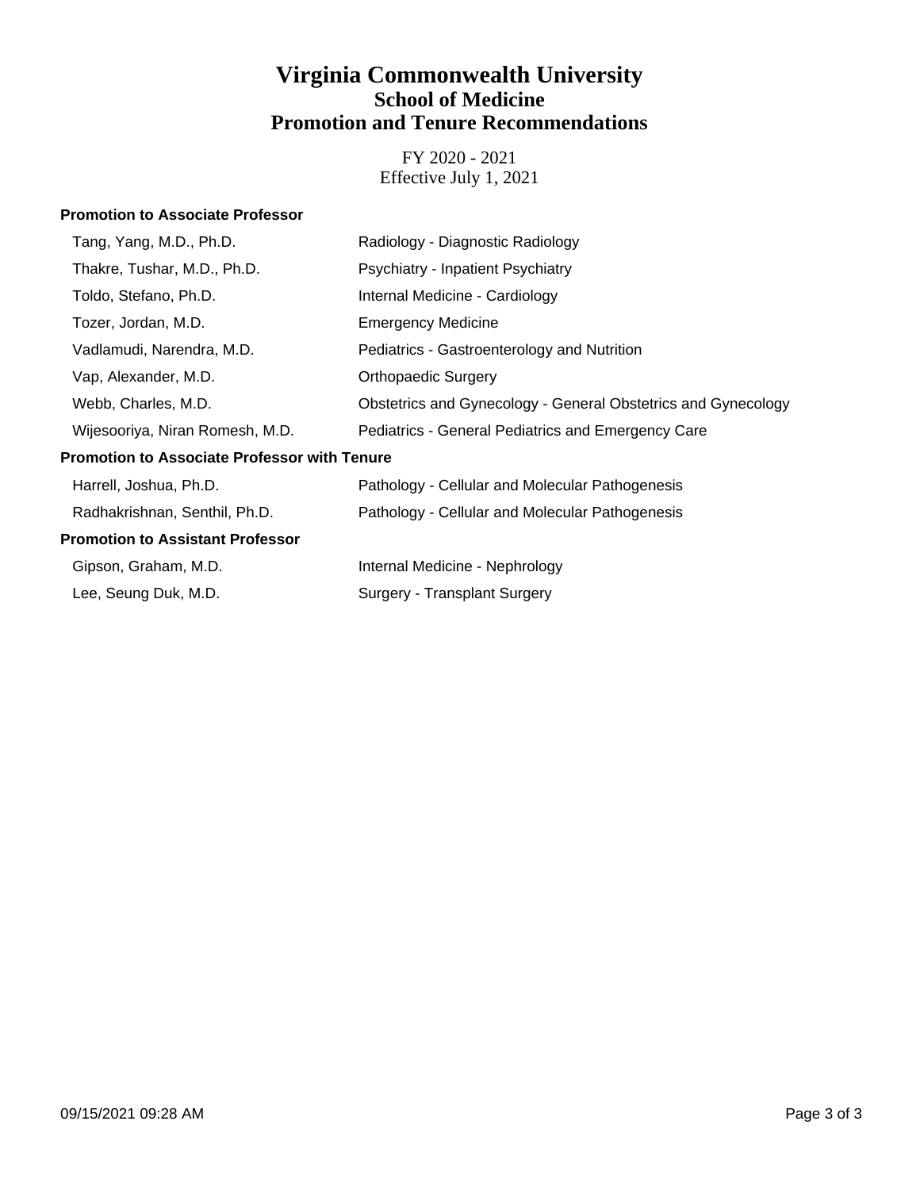# Virginia Commonwealth University
## School of Medicine
## Promotion and Tenure Recommendations

FY 2020 - 2021
Effective July 1, 2021

**Promotion to Associate Professor**

| | |
|---|---|
| Tang, Yang, M.D., Ph.D. | Radiology - Diagnostic Radiology |
| Thakre, Tushar, M.D., Ph.D. | Psychiatry - Inpatient Psychiatry |
| Toldo, Stefano, Ph.D. | Internal Medicine - Cardiology |
| Tozer, Jordan, M.D. | Emergency Medicine |
| Vadlamudi, Narendra, M.D. | Pediatrics - Gastroenterology and Nutrition |
| Vap, Alexander, M.D. | Orthopaedic Surgery |
| Webb, Charles, M.D. | Obstetrics and Gynecology - General Obstetrics and Gynecology |
| Wijesooriya, Niran Romesh, M.D. | Pediatrics - General Pediatrics and Emergency Care |

**Promotion to Associate Professor with Tenure**

| | |
|---|---|
| Harrell, Joshua, Ph.D. | Pathology - Cellular and Molecular Pathogenesis |
| Radhakrishnan, Senthil, Ph.D. | Pathology - Cellular and Molecular Pathogenesis |

**Promotion to Assistant Professor**

| | |
|---|---|
| Gipson, Graham, M.D. | Internal Medicine - Nephrology |
| Lee, Seung Duk, M.D. | Surgery - Transplant Surgery |

09/15/2021 09:28 AM